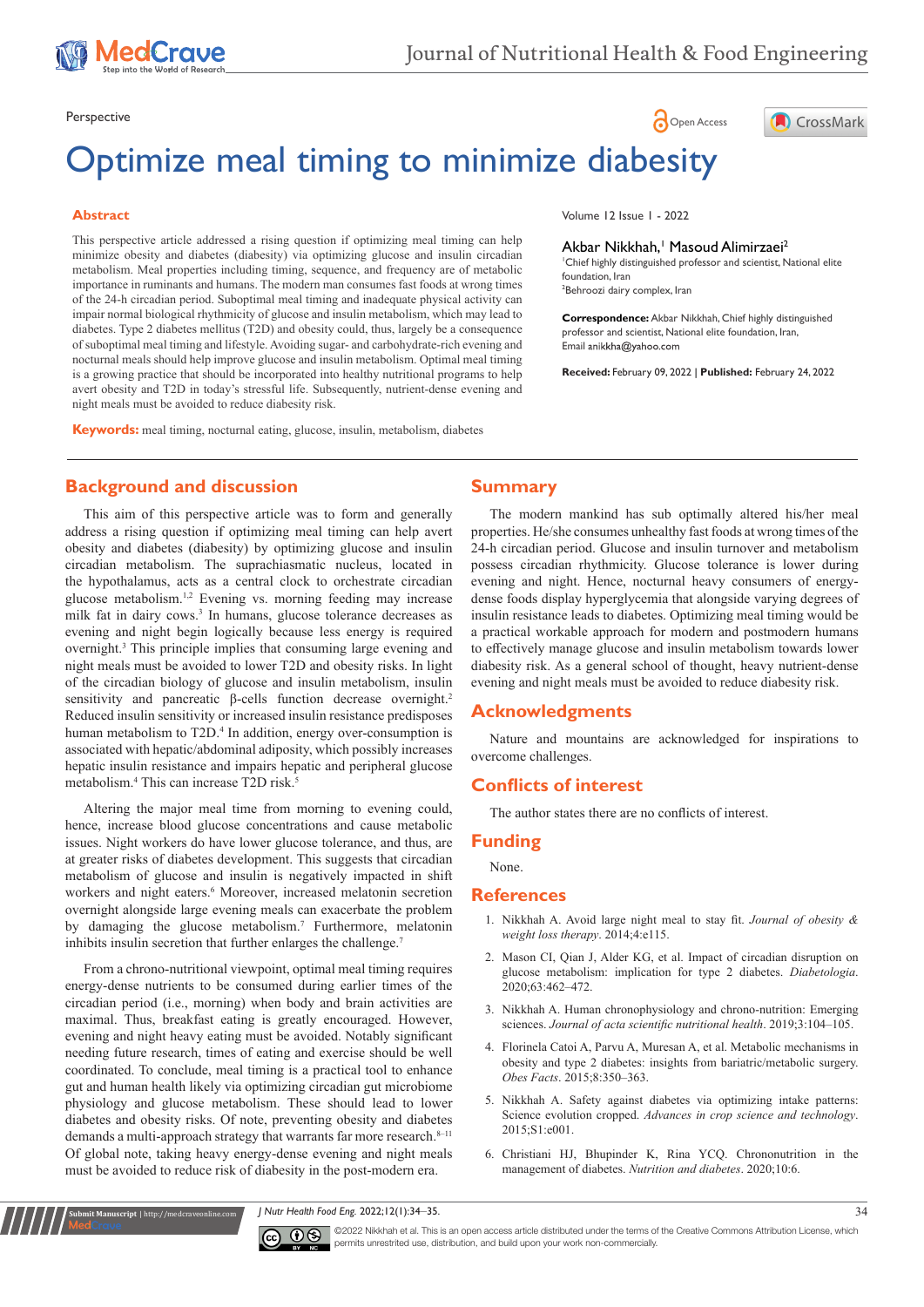Perspective

# Optimize meal timing to minimize diabesity

## Abstract

This perspective article addressed a rising question if optimizing meal timing can help minimize obesity and diabetes (diabesity) via optimizing glucose and insulin circadian metabolism. Meal properties including timing, sequence, and frequency are of metabolic importance in ruminants and humans. The modern man consumes fast foods at wrong times of the 24-h circadian period. Suboptimal meal timing and inadequate physical activity can impair normal biological rhythmicity of glucose and insulin metabolism, which may lead to diabetes. Type 2 diabetes mellitus (T2D) and obesity could, thus, largely be a consequence of suboptimal meal timing and lifestyle. Avoiding sugar- and carbohydrate-rich evening and nocturnal meals should help improve glucose and insulin metabolism. Optimal meal timing is a growing practice that should be incorporated into healthy nutritional programs to help avert obesity and T2D in today's stressful life. Subsequently, nutrient-dense evening and night meals must be avoided to reduce diabesity risk.

**Keywords:** meal timing, nocturnal eating, glucose, insulin, metabolism, diabetes

Volume 12 Issue 1 - 2022

Akbar Nikkhah,[1] Masoud Alimirzaei[2]

[1]Chief highly distinguished professor and scientist, National elite foundation, Iran
[2]Behroozi dairy complex, Iran

**Correspondence:** Akbar Nikkhah, Chief highly distinguished professor and scientist, National elite foundation, Iran, Email anikkha@yahoo.com

**Received:** February 09, 2022 | **Published:** February 24, 2022

## Background and discussion

This aim of this perspective article was to form and generally address a rising question if optimizing meal timing can help avert obesity and diabetes (diabesity) by optimizing glucose and insulin circadian metabolism. The suprachiasmatic nucleus, located in the hypothalamus, acts as a central clock to orchestrate circadian glucose metabolism.[1,2] Evening vs. morning feeding may increase milk fat in dairy cows.[3] In humans, glucose tolerance decreases as evening and night begin logically because less energy is required overnight.[3] This principle implies that consuming large evening and night meals must be avoided to lower T2D and obesity risks. In light of the circadian biology of glucose and insulin metabolism, insulin sensitivity and pancreatic β-cells function decrease overnight.[2] Reduced insulin sensitivity or increased insulin resistance predisposes human metabolism to T2D.[4] In addition, energy over-consumption is associated with hepatic/abdominal adiposity, which possibly increases hepatic insulin resistance and impairs hepatic and peripheral glucose metabolism.[4] This can increase T2D risk.[5]

Altering the major meal time from morning to evening could, hence, increase blood glucose concentrations and cause metabolic issues. Night workers do have lower glucose tolerance, and thus, are at greater risks of diabetes development. This suggests that circadian metabolism of glucose and insulin is negatively impacted in shift workers and night eaters.[6] Moreover, increased melatonin secretion overnight alongside large evening meals can exacerbate the problem by damaging the glucose metabolism.[7] Furthermore, melatonin inhibits insulin secretion that further enlarges the challenge.[7]

From a chrono-nutritional viewpoint, optimal meal timing requires energy-dense nutrients to be consumed during earlier times of the circadian period (i.e., morning) when body and brain activities are maximal. Thus, breakfast eating is greatly encouraged. However, evening and night heavy eating must be avoided. Notably significant needing future research, times of eating and exercise should be well coordinated. To conclude, meal timing is a practical tool to enhance gut and human health likely via optimizing circadian gut microbiome physiology and glucose metabolism. These should lead to lower diabetes and obesity risks. Of note, preventing obesity and diabetes demands a multi-approach strategy that warrants far more research.[8–11] Of global note, taking heavy energy-dense evening and night meals must be avoided to reduce risk of diabesity in the post-modern era.

## Summary

The modern mankind has sub optimally altered his/her meal properties. He/she consumes unhealthy fast foods at wrong times of the 24-h circadian period. Glucose and insulin turnover and metabolism possess circadian rhythmicity. Glucose tolerance is lower during evening and night. Hence, nocturnal heavy consumers of energy-dense foods display hyperglycemia that alongside varying degrees of insulin resistance leads to diabetes. Optimizing meal timing would be a practical workable approach for modern and postmodern humans to effectively manage glucose and insulin metabolism towards lower diabesity risk. As a general school of thought, heavy nutrient-dense evening and night meals must be avoided to reduce diabesity risk.

## Acknowledgments

Nature and mountains are acknowledged for inspirations to overcome challenges.

## Conflicts of interest

The author states there are no conflicts of interest.

## Funding

None.

## References

1. Nikkhah A. Avoid large night meal to stay fit. *Journal of obesity & weight loss therapy*. 2014;4:e115.
2. Mason CI, Qian J, Alder KG, et al. Impact of circadian disruption on glucose metabolism: implication for type 2 diabetes. *Diabetologia*. 2020;63:462–472.
3. Nikkhah A. Human chronophysiology and chrono-nutrition: Emerging sciences. *Journal of acta scientific nutritional health*. 2019;3:104–105.
4. Florinela Catoi A, Parvu A, Muresan A, et al. Metabolic mechanisms in obesity and type 2 diabetes: insights from bariatric/metabolic surgery. *Obes Facts*. 2015;8:350–363.
5. Nikkhah A. Safety against diabetes via optimizing intake patterns: Science evolution cropped. *Advances in crop science and technology*. 2015;S1:e001.
6. Christiani HJ, Bhupinder K, Rina YCQ. Chrononutrition in the management of diabetes. *Nutrition and diabetes*. 2020;10:6.

©2022 Nikkhah et al. This is an open access article distributed under the terms of the Creative Commons Attribution License, which permits unrestricted use, distribution, and build upon your work non-commercially.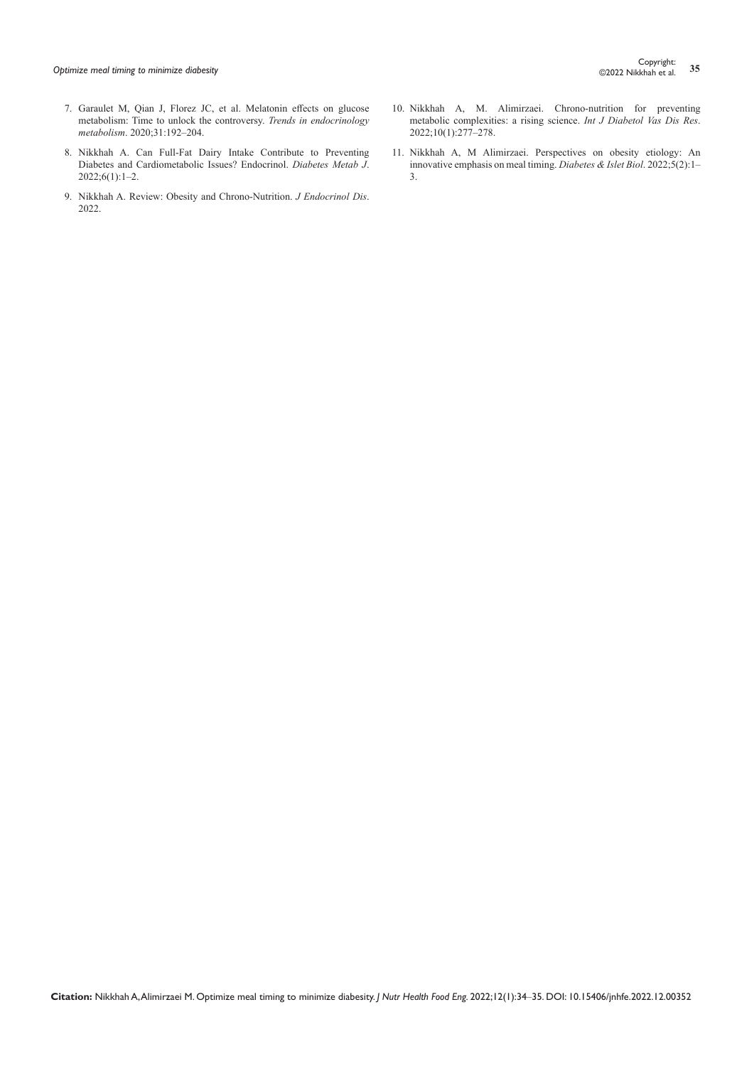7. Garaulet M, Qian J, Florez JC, et al. Melatonin effects on glucose metabolism: Time to unlock the controversy. *Trends in endocrinology metabolism*. 2020;31:192–204.

8. Nikkhah A. Can Full-Fat Dairy Intake Contribute to Preventing Diabetes and Cardiometabolic Issues? Endocrinol. *Diabetes Metab J*. 2022;6(1):1–2.

9. Nikkhah A. Review: Obesity and Chrono-Nutrition. *J Endocrinol Dis*. 2022.

10. Nikkhah A, M. Alimirzaei. Chrono-nutrition for preventing metabolic complexities: a rising science. *Int J Diabetol Vas Dis Res*. 2022;10(1):277–278.

11. Nikkhah A, M Alimirzaei. Perspectives on obesity etiology: An innovative emphasis on meal timing. *Diabetes & Islet Biol*. 2022;5(2):1–3.

**Citation:** Nikkhah A, Alimirzaei M. Optimize meal timing to minimize diabesity. *J Nutr Health Food Eng*. 2022;12(1):34–35. DOI: 10.15406/jnhfe.2022.12.00352